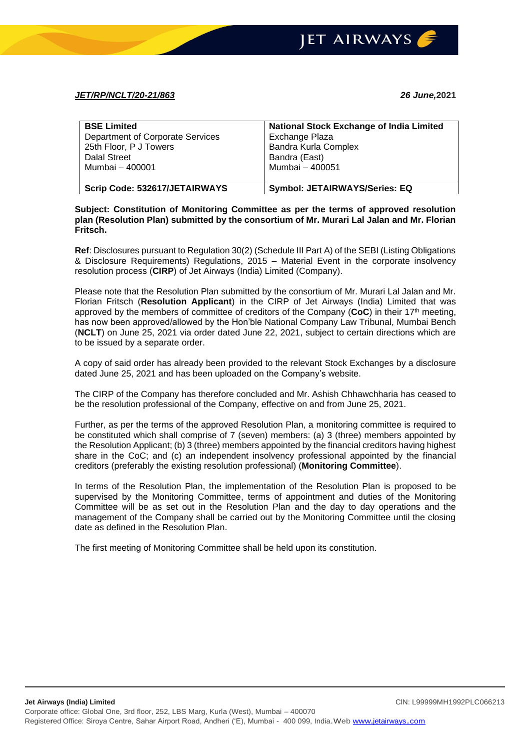***JET/RP/NCLT/20-21/863*** ***26 June,*****2021**

| **BSE Limited** | **National Stock Exchange of India Limited** |
|---|---|
| Department of Corporate Services | Exchange Plaza |
| 25th Floor, P J Towers | Bandra Kurla Complex |
| Dalal Street | Bandra (East) |
| Mumbai – 400001 | Mumbai – 400051 |
| **Scrip Code: 532617/JETAIRWAYS** | **Symbol: JETAIRWAYS/Series: EQ** |

**Subject: Constitution of Monitoring Committee as per the terms of approved resolution plan (Resolution Plan) submitted by the consortium of Mr. Murari Lal Jalan and Mr. Florian Fritsch.**

**Ref**: Disclosures pursuant to Regulation 30(2) (Schedule III Part A) of the SEBI (Listing Obligations & Disclosure Requirements) Regulations, 2015 – Material Event in the corporate insolvency resolution process (**CIRP**) of Jet Airways (India) Limited (Company).

Please note that the Resolution Plan submitted by the consortium of Mr. Murari Lal Jalan and Mr. Florian Fritsch (**Resolution Applicant**) in the CIRP of Jet Airways (India) Limited that was approved by the members of committee of creditors of the Company (**CoC**) in their 17th meeting, has now been approved/allowed by the Hon'ble National Company Law Tribunal, Mumbai Bench (**NCLT**) on June 25, 2021 via order dated June 22, 2021, subject to certain directions which are to be issued by a separate order.

A copy of said order has already been provided to the relevant Stock Exchanges by a disclosure dated June 25, 2021 and has been uploaded on the Company's website.

The CIRP of the Company has therefore concluded and Mr. Ashish Chhawchharia has ceased to be the resolution professional of the Company, effective on and from June 25, 2021.

Further, as per the terms of the approved Resolution Plan, a monitoring committee is required to be constituted which shall comprise of 7 (seven) members: (a) 3 (three) members appointed by the Resolution Applicant; (b) 3 (three) members appointed by the financial creditors having highest share in the CoC; and (c) an independent insolvency professional appointed by the financial creditors (preferably the existing resolution professional) (**Monitoring Committee**).

In terms of the Resolution Plan, the implementation of the Resolution Plan is proposed to be supervised by the Monitoring Committee, terms of appointment and duties of the Monitoring Committee will be as set out in the Resolution Plan and the day to day operations and the management of the Company shall be carried out by the Monitoring Committee until the closing date as defined in the Resolution Plan.

The first meeting of Monitoring Committee shall be held upon its constitution.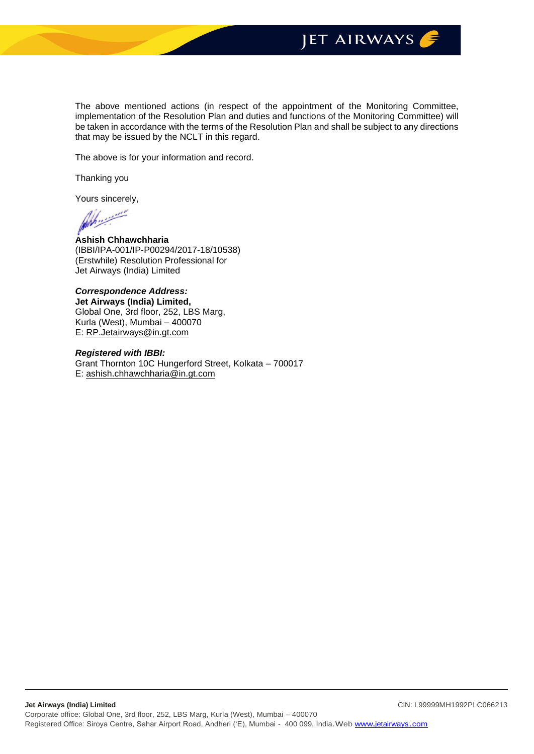The above mentioned actions (in respect of the appointment of the Monitoring Committee, implementation of the Resolution Plan and duties and functions of the Monitoring Committee) will be taken in accordance with the terms of the Resolution Plan and shall be subject to any directions that may be issued by the NCLT in this regard.

The above is for your information and record.

Thanking you

Yours sincerely,

**Ashish Chhawchharia**
(IBBI/IPA-001/IP-P00294/2017-18/10538)
(Erstwhile) Resolution Professional for
Jet Airways (India) Limited

***Correspondence Address:***
**Jet Airways (India) Limited,**
Global One, 3rd floor, 252, LBS Marg,
Kurla (West), Mumbai – 400070
E: RP.Jetairways@in.gt.com

***Registered with IBBI:***
Grant Thornton 10C Hungerford Street, Kolkata – 700017
E: ashish.chhawchharia@in.gt.com